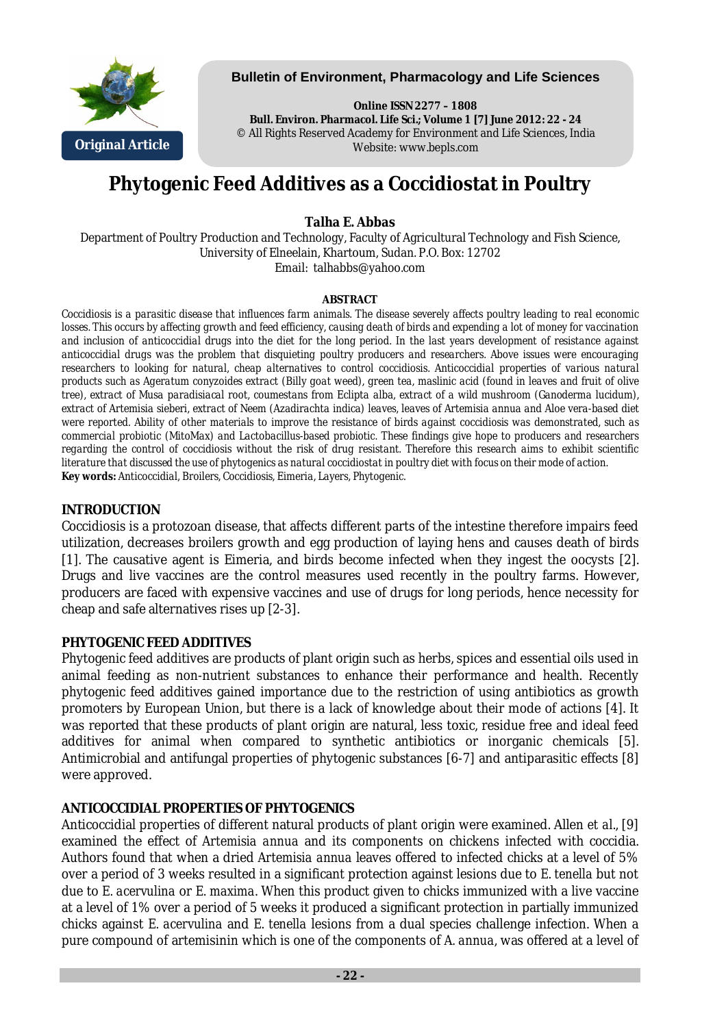Original Article

# Phytogenic Feed Additives as a Coccidiostat in Poultry

**Talha E. Abbas**

Department of Poultry Production and Technology, Faculty of Agricultural Technology and Fish Science, University of Elneelain, Khartoum, Sudan. P.O. Box: 12702

Email: talhabbs@yahoo.com

**ABSTRACT**

*Coccidiosis is a parasitic disease that influences farm animals. The disease severely affects poultry leading to real economic losses. This occurs by affecting growth and feed efficiency, causing death of birds and expending a lot of money for vaccination and inclusion of anticoccidial drugs into the diet for the long period. In the last years development of resistance against anticoccidial drugs was the problem that disquieting poultry producers and researchers. Above issues were encouraging researchers to looking for natural, cheap alternatives to control coccidiosis. Anticoccidial properties of various natural products such as Ageratum conyzoides extract (Billy goat weed), green tea, maslinic acid (found in leaves and fruit of olive tree), extract of Musa paradisiacal root, coumestans from Eclipta alba, extract of a wild mushroom (Ganoderma lucidum), extract of Artemisia sieberi, extract of Neem (Azadirachta indica) leaves, leaves of Artemisia annua and Aloe vera-based diet were reported. Ability of other materials to improve the resistance of birds against coccidiosis was demonstrated, such as commercial probiotic (MitoMax) and Lactobacillus-based probiotic. These findings give hope to producers and researchers regarding the control of coccidiosis without the risk of drug resistant. Therefore this research aims to exhibit scientific literature that discussed the use of phytogenics as natural coccidiostat in poultry diet with focus on their mode of action.*

**Key words:** Anticoccidial, Broilers, Coccidiosis, Eimeria, Layers, Phytogenic.

## INTRODUCTION

Coccidiosis is a protozoan disease, that affects different parts of the intestine therefore impairs feed utilization, decreases broilers growth and egg production of laying hens and causes death of birds [1]. The causative agent is Eimeria, and birds become infected when they ingest the oocysts [2]. Drugs and live vaccines are the control measures used recently in the poultry farms. However, producers are faced with expensive vaccines and use of drugs for long periods, hence necessity for cheap and safe alternatives rises up [2-3].

## PHYTOGENIC FEED ADDITIVES

Phytogenic feed additives are products of plant origin such as herbs, spices and essential oils used in animal feeding as non-nutrient substances to enhance their performance and health. Recently phytogenic feed additives gained importance due to the restriction of using antibiotics as growth promoters by European Union, but there is a lack of knowledge about their mode of actions [4]. It was reported that these products of plant origin are natural, less toxic, residue free and ideal feed additives for animal when compared to synthetic antibiotics or inorganic chemicals [5]. Antimicrobial and antifungal properties of phytogenic substances [6-7] and antiparasitic effects [8] were approved.

## ANTICOCCIDIAL PROPERTIES OF PHYTOGENICS

Anticoccidial properties of different natural products of plant origin were examined. Allen *et al*., [9] examined the effect of *Artemisia annua* and its components on chickens infected with coccidia. Authors found that when a dried *Artemisia annua* leaves offered to infected chicks at a level of 5% over a period of 3 weeks resulted in a significant protection against lesions due to *E. tenella* but not due to *E. acervulina* or *E. maxima*. When this product given to chicks immunized with a live vaccine at a level of 1% over a period of 5 weeks it produced a significant protection in partially immunized chicks against *E. acervulina* and *E. tenella* lesions from a dual species challenge infection. When a pure compound of artemisinin which is one of the components of *A. annua*, was offered at a level of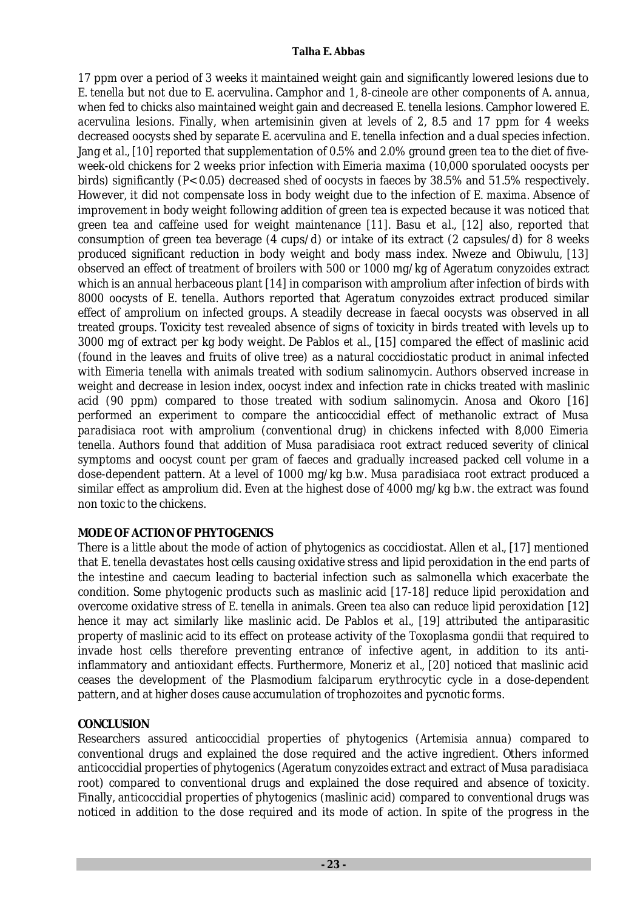17 ppm over a period of 3 weeks it maintained weight gain and significantly lowered lesions due to *E. tenella* but not due to *E. acervulina*. Camphor and 1, 8-cineole are other components of *A. annua*, when fed to chicks also maintained weight gain and decreased *E. tenella* lesions. Camphor lowered *E. acervulina* lesions. Finally, when artemisinin given at levels of 2, 8.5 and 17 ppm for 4 weeks decreased oocysts shed by separate *E. acervulina* and *E. tenella* infection and a dual species infection. Jang *et al.*, [10] reported that supplementation of 0.5% and 2.0% ground green tea to the diet of five-week-old chickens for 2 weeks prior infection with *Eimeria maxima* (10,000 sporulated oocysts per birds) significantly ($P<0.05$) decreased shed of oocysts in faeces by 38.5% and 51.5% respectively. However, it did not compensate loss in body weight due to the infection of *E. maxima*. Absence of improvement in body weight following addition of green tea is expected because it was noticed that green tea and caffeine used for weight maintenance [11]. Basu *et al.*, [12] also, reported that consumption of green tea beverage (4 cups/d) or intake of its extract (2 capsules/d) for 8 weeks produced significant reduction in body weight and body mass index. Nweze and Obiwulu, [13] observed an effect of treatment of broilers with 500 or 1000 mg/kg of *Ageratum conyzoides* extract which is an annual herbaceous plant [14] in comparison with amprolium after infection of birds with 8000 oocysts of *E. tenella*. Authors reported that *Ageratum conyzoides* extract produced similar effect of amprolium on infected groups. A steadily decrease in faecal oocysts was observed in all treated groups. Toxicity test revealed absence of signs of toxicity in birds treated with levels up to 3000 mg of extract per kg body weight. De Pablos *et al.*, [15] compared the effect of maslinic acid (found in the leaves and fruits of olive tree) as a natural coccidiostatic product in animal infected with *Eimeria tenella* with animals treated with sodium salinomycin. Authors observed increase in weight and decrease in lesion index, oocyst index and infection rate in chicks treated with maslinic acid (90 ppm) compared to those treated with sodium salinomycin. Anosa and Okoro [16] performed an experiment to compare the anticoccidial effect of methanolic extract of *Musa paradisiaca* root with amprolium (conventional drug) in chickens infected with 8,000 *Eimeria tenella*. Authors found that addition of *Musa paradisiaca* root extract reduced severity of clinical symptoms and oocyst count per gram of faeces and gradually increased packed cell volume in a dose-dependent pattern. At a level of 1000 mg/kg b.w. *Musa paradisiaca* root extract produced a similar effect as amprolium did. Even at the highest dose of 4000 mg/kg b.w. the extract was found non toxic to the chickens.

## MODE OF ACTION OF PHYTOGENICS

There is a little about the mode of action of phytogenics as coccidiostat. Allen *et al.*, [17] mentioned that *E. tenella* devastates host cells causing oxidative stress and lipid peroxidation in the end parts of the intestine and caecum leading to bacterial infection such as salmonella which exacerbate the condition. Some phytogenic products such as maslinic acid [17-18] reduce lipid peroxidation and overcome oxidative stress of *E. tenella* in animals. Green tea also can reduce lipid peroxidation [12] hence it may act similarly like maslinic acid. De Pablos *et al.*, [19] attributed the antiparasitic property of maslinic acid to its effect on protease activity of the *Toxoplasma gondii* that required to invade host cells therefore preventing entrance of infective agent, in addition to its anti-inflammatory and antioxidant effects. Furthermore, Moneriz *et al.*, [20] noticed that maslinic acid ceases the development of the *Plasmodium falciparum* erythrocytic cycle in a dose-dependent pattern, and at higher doses cause accumulation of trophozoites and pycnotic forms.

## CONCLUSION

Researchers assured anticoccidial properties of phytogenics (*Artemisia annua*) compared to conventional drugs and explained the dose required and the active ingredient. Others informed anticoccidial properties of phytogenics (*Ageratum conyzoides* extract and extract of *Musa paradisiaca* root) compared to conventional drugs and explained the dose required and absence of toxicity. Finally, anticoccidial properties of phytogenics (maslinic acid) compared to conventional drugs was noticed in addition to the dose required and its mode of action. In spite of the progress in the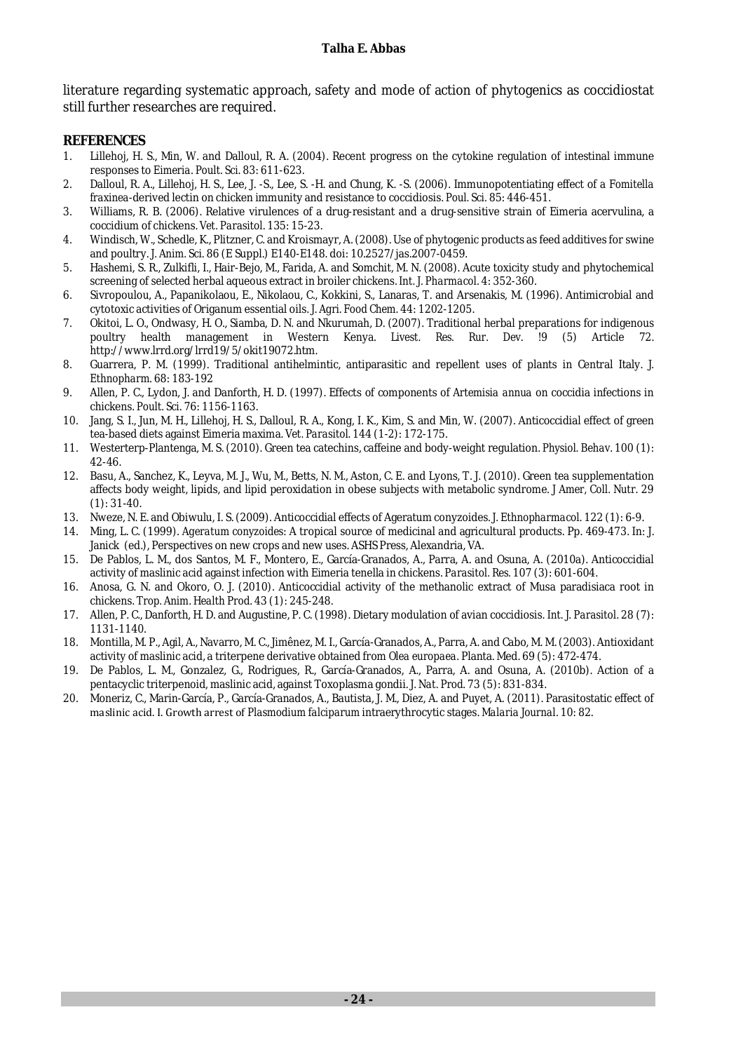literature regarding systematic approach, safety and mode of action of phytogenics as coccidiostat still further researches are required.

## REFERENCES

1. Lillehoj, H. S., Min, W. and Dalloul, R. A. (2004). Recent progress on the cytokine regulation of intestinal immune responses to *Eimeria*. *Poult. Sci.* 83: 611-623.
2. Dalloul, R. A., Lillehoj, H. S., Lee, J. -S., Lee, S. -H. and Chung, K. -S. (2006). Immunopotentiating effect of a *Fomitella fraxinea*-derived lectin on chicken immunity and resistance to coccidiosis. *Poul. Sci.* 85: 446-451.
3. Williams, R. B. (2006). Relative virulences of a drug-resistant and a drug-sensitive strain of Eimeria acervulina, a coccidium of chickens. *Vet. Parasitol.* 135: 15-23.
4. Windisch, W., Schedle, K., Plitzner, C. and Kroismayr, A. (2008). Use of phytogenic products as feed additives for swine and poultry. *J. Anim. Sci.* 86 (E Suppl.) E140-E148. doi: 10.2527/jas.2007-0459.
5. Hashemi, S. R., Zulkifli, I., Hair-Bejo, M., Farida, A. and Somchit, M. N. (2008). Acute toxicity study and phytochemical screening of selected herbal aqueous extract in broiler chickens. *Int. J. Pharmacol.* 4: 352-360.
6. Sivropoulou, A., Papanikolaou, E., Nikolaou, C., Kokkini, S., Lanaras, T. and Arsenakis, M. (1996). Antimicrobial and cytotoxic activities of Origanum essential oils. *J. Agri. Food Chem.* 44: 1202-1205.
7. Okitoi, L. O., Ondwasy, H. O., Siamba, D. N. and Nkurumah, D. (2007). Traditional herbal preparations for indigenous poultry health management in Western Kenya. *Livest. Res. Rur. Dev.* !9 (5) Article 72. http://www.lrrd.org/lrrd19/5/okit19072.htm.
8. Guarrera, P. M. (1999). Traditional antihelmintic, antiparasitic and repellent uses of plants in Central Italy. *J. Ethnopharm.* 68: 183-192
9. Allen, P. C., Lydon, J. and Danforth, H. D. (1997). Effects of components of *Artemisia annua* on coccidia infections in chickens. *Poult. Sci.* 76: 1156-1163.
10. Jang, S. I., Jun, M. H., Lillehoj, H. S., Dalloul, R. A., Kong, I. K., Kim, S. and Min, W. (2007). Anticoccidial effect of green tea-based diets against Eimeria maxima. *Vet. Parasitol.* 144 (1-2): 172-175.
11. Westerterp-Plantenga, M. S. (2010). Green tea catechins, caffeine and body-weight regulation. *Physiol. Behav.* 100 (1): 42-46.
12. Basu, A., Sanchez, K., Leyva, M. J., Wu, M., Betts, N. M., Aston, C. E. and Lyons, T. J. (2010). Green tea supplementation affects body weight, lipids, and lipid peroxidation in obese subjects with metabolic syndrome. *J Amer, Coll. Nutr.* 29 (1): 31-40.
13. Nweze, N. E. and Obiwulu, I. S. (2009). Anticoccidial effects of Ageratum conyzoides. *J. Ethnopharmacol.* 122 (1): 6-9.
14. Ming, L. C. (1999). *Ageratum conyzoides*: A tropical source of medicinal and agricultural products. Pp. 469-473. In: J. Janick (ed.), Perspectives on new crops and new uses. ASHS Press, Alexandria, VA.
15. De Pablos, L. M., dos Santos, M. F., Montero, E., García-Granados, A., Parra, A. and Osuna, A. (2010a). Anticoccidial activity of maslinic acid against infection with Eimeria tenella in chickens. *Parasitol. Res.* 107 (3): 601-604.
16. Anosa, G. N. and Okoro, O. J. (2010). Anticoccidial activity of the methanolic extract of Musa paradisiaca root in chickens. *Trop. Anim. Health Prod.* 43 (1): 245-248.
17. Allen, P. C., Danforth, H. D. and Augustine, P. C. (1998). Dietary modulation of avian coccidiosis. *Int. J. Parasitol.* 28 (7): 1131-1140.
18. Montilla, M. P., Agil, A., Navarro, M. C., Jimênez, M. I., García-Granados, A., Parra, A. and Cabo, M. M. (2003). Antioxidant activity of maslinic acid, a triterpene derivative obtained from *Olea europaea*. *Planta. Med.* 69 (5): 472-474.
19. De Pablos, L. M., Gonzalez, G., Rodrigues, R., García-Granados, A., Parra, A. and Osuna, A. (2010b). Action of a pentacyclic triterpenoid, maslinic acid, against Toxoplasma gondii. *J. Nat. Prod.* 73 (5): 831-834.
20. Moneriz, C., Marin-García, P., García-Granados, A., Bautista, J. M., Diez, A. and Puyet, A. (2011). Parasitostatic effect of maslinic acid. I. Growth arrest of *Plasmodium falciparum* intraerythrocytic stages. *Malaria Journal.* 10: 82.